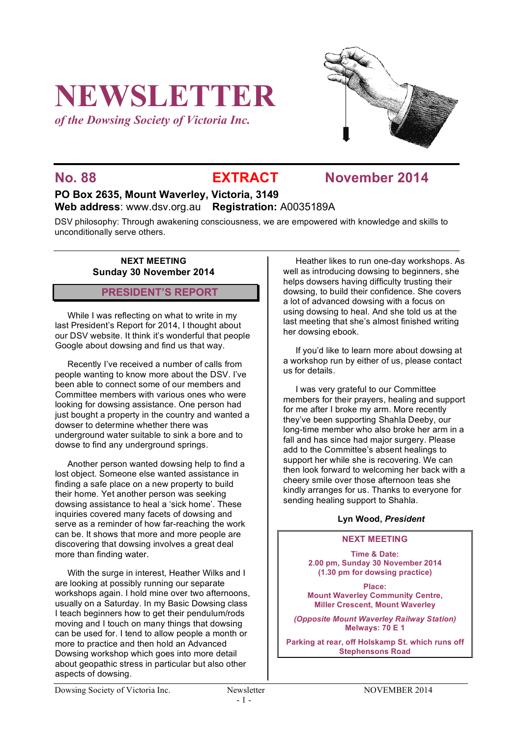# NEWSLETTER

*of the Dowsing Society of Victoria Inc.*

**No. 88** **EXTRACT** **November 2014**

**PO Box 2635, Mount Waverley, Victoria, 3149**
**Web address**: www.dsv.org.au **Registration:** A0035189A

DSV philosophy: Through awakening consciousness, we are empowered with knowledge and skills to unconditionally serve others.

**NEXT MEETING**
**Sunday 30 November 2014**

## PRESIDENT'S REPORT

While I was reflecting on what to write in my last President's Report for 2014, I thought about our DSV website. It think it's wonderful that people Google about dowsing and find us that way.

Recently I've received a number of calls from people wanting to know more about the DSV. I've been able to connect some of our members and Committee members with various ones who were looking for dowsing assistance. One person had just bought a property in the country and wanted a dowser to determine whether there was underground water suitable to sink a bore and to dowse to find any underground springs.

Another person wanted dowsing help to find a lost object. Someone else wanted assistance in finding a safe place on a new property to build their home. Yet another person was seeking dowsing assistance to heal a 'sick home'. These inquiries covered many facets of dowsing and serve as a reminder of how far-reaching the work can be. It shows that more and more people are discovering that dowsing involves a great deal more than finding water.

With the surge in interest, Heather Wilks and I are looking at possibly running our separate workshops again. I hold mine over two afternoons, usually on a Saturday. In my Basic Dowsing class I teach beginners how to get their pendulum/rods moving and I touch on many things that dowsing can be used for. I tend to allow people a month or more to practice and then hold an Advanced Dowsing workshop which goes into more detail about geopathic stress in particular but also other aspects of dowsing.

Heather likes to run one-day workshops. As well as introducing dowsing to beginners, she helps dowsers having difficulty trusting their dowsing, to build their confidence. She covers a lot of advanced dowsing with a focus on using dowsing to heal. And she told us at the last meeting that she's almost finished writing her dowsing ebook.

If you'd like to learn more about dowsing at a workshop run by either of us, please contact us for details.

I was very grateful to our Committee members for their prayers, healing and support for me after I broke my arm. More recently they've been supporting Shahla Deeby, our long-time member who also broke her arm in a fall and has since had major surgery. Please add to the Committee's absent healings to support her while she is recovering. We can then look forward to welcoming her back with a cheery smile over those afternoon teas she kindly arranges for us. Thanks to everyone for sending healing support to Shahla.

**Lyn Wood, *President***

**NEXT MEETING**

**Time & Date:**
**2.00 pm, Sunday 30 November 2014**
**(1.30 pm for dowsing practice)**

**Place:**
**Mount Waverley Community Centre,**
**Miller Crescent, Mount Waverley**

***(Opposite Mount Waverley Railway Station)***
**Melways: 70 E 1**

**Parking at rear, off Holskamp St. which runs off Stephensons Road**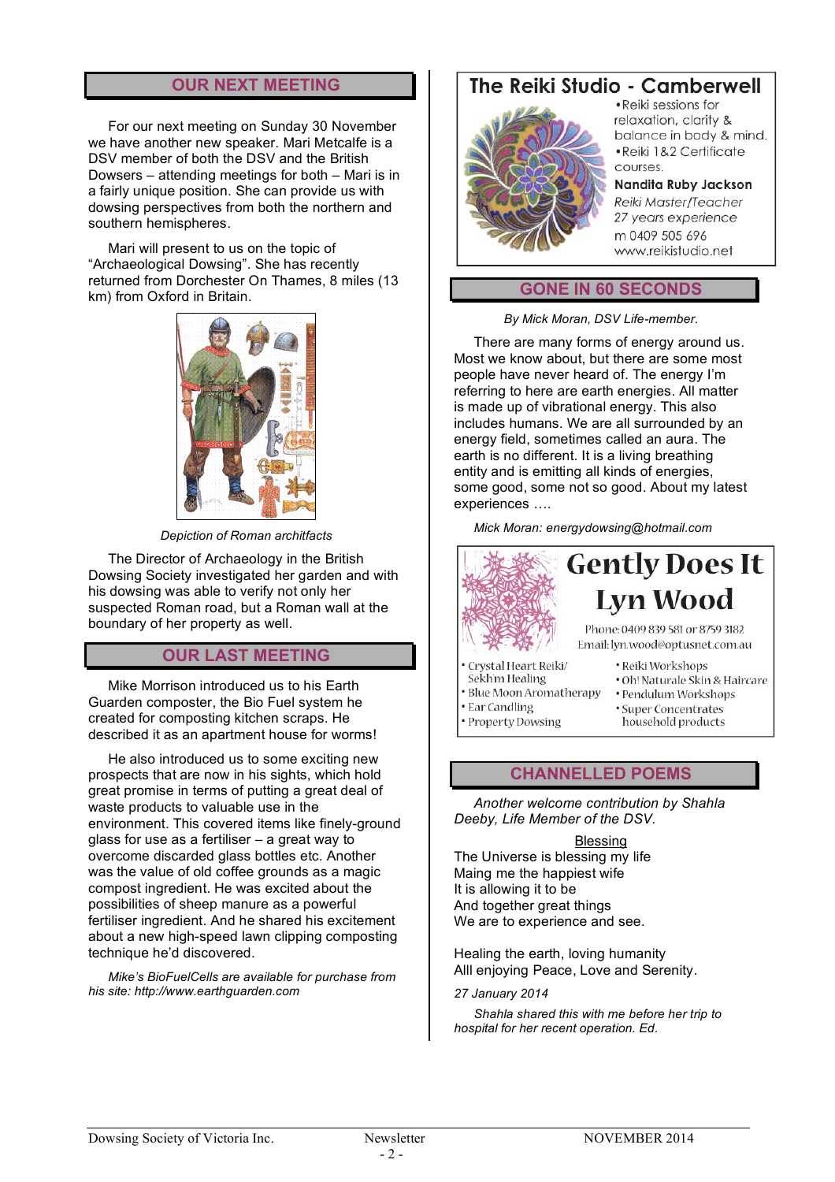## OUR NEXT MEETING

For our next meeting on Sunday 30 November we have another new speaker. Mari Metcalfe is a DSV member of both the DSV and the British Dowsers – attending meetings for both – Mari is in a fairly unique position. She can provide us with dowsing perspectives from both the northern and southern hemispheres.

Mari will present to us on the topic of "Archaeological Dowsing". She has recently returned from Dorchester On Thames, 8 miles (13 km) from Oxford in Britain.

*Depiction of Roman archftacts*

The Director of Archaeology in the British Dowsing Society investigated her garden and with his dowsing was able to verify not only her suspected Roman road, but a Roman wall at the boundary of her property as well.

## OUR LAST MEETING

Mike Morrison introduced us to his Earth Guarden composter, the Bio Fuel system he created for composting kitchen scraps. He described it as an apartment house for worms!

He also introduced us to some exciting new prospects that are now in his sights, which hold great promise in terms of putting a great deal of waste products to valuable use in the environment. This covered items like finely-ground glass for use as a fertiliser – a great way to overcome discarded glass bottles etc. Another was the value of old coffee grounds as a magic compost ingredient. He was excited about the possibilities of sheep manure as a powerful fertiliser ingredient. And he shared his excitement about a new high-speed lawn clipping composting technique he'd discovered.

*Mike's BioFuelCells are available for purchase from his site: http://www.earthguarden.com*

**The Reiki Studio - Camberwell**

- Reiki sessions for relaxation, clarity & balance in body & mind.
- Reiki 1&2 Certificate courses.

**Nandita Ruby Jackson**
*Reiki Master/Teacher*
*27 years experience*
m 0409 505 696
www.reikistudio.net

## GONE IN 60 SECONDS

*By Mick Moran, DSV Life-member.*

There are many forms of energy around us. Most we know about, but there are some most people have never heard of. The energy I'm referring to here are earth energies. All matter is made up of vibrational energy. This also includes humans. We are all surrounded by an energy field, sometimes called an aura. The earth is no different. It is a living breathing entity and is emitting all kinds of energies, some good, some not so good. About my latest experiences ….

*Mick Moran: energydowsing@hotmail.com*

**Gently Does It**
**Lyn Wood**

Phone: 0409 839 581 or 8759 3182
Email: lyn.wood@optusnet.com.au

- Crystal Heart Reiki/ Sekh'm Healing
- Blue Moon Aromatherapy
- Ear Candling
- Property Dowsing
- Reiki Workshops
- Oh! Naturale Skin & Haircare
- Pendulum Workshops
- Super Concentrates household products

## CHANNELLED POEMS

*Another welcome contribution by Shahla Deeby, Life Member of the DSV.*

Blessing

The Universe is blessing my life
Maing me the happiest wife
It is allowing it to be
And together great things
We are to experience and see.

Healing the earth, loving humanity
Alll enjoying Peace, Love and Serenity.

*27 January 2014*

*Shahla shared this with me before her trip to hospital for her recent operation. Ed.*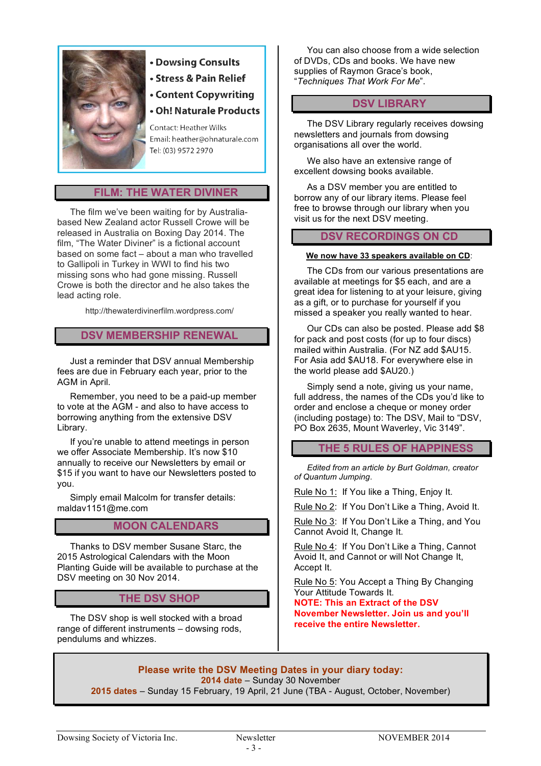- **Dowsing Consults**
- **Stress & Pain Relief**
- **Content Copywriting**
- **Oh! Naturale Products**

Contact: Heather Wilks
Email: heather@ohnaturale.com
Tel: (03) 9572 2970

## FILM: THE WATER DIVINER

The film we've been waiting for by Australia-based New Zealand actor Russell Crowe will be released in Australia on Boxing Day 2014. The film, "The Water Diviner" is a fictional account based on some fact – about a man who travelled to Gallipoli in Turkey in WWI to find his two missing sons who had gone missing. Russell Crowe is both the director and he also takes the lead acting role.

http://thewaterdivinerfilm.wordpress.com/

## DSV MEMBERSHIP RENEWAL

Just a reminder that DSV annual Membership fees are due in February each year, prior to the AGM in April.

Remember, you need to be a paid-up member to vote at the AGM - and also to have access to borrowing anything from the extensive DSV Library.

If you're unable to attend meetings in person we offer Associate Membership. It's now $10 annually to receive our Newsletters by email or $15 if you want to have our Newsletters posted to you.

Simply email Malcolm for transfer details: maldav1151@me.com

## MOON CALENDARS

Thanks to DSV member Susane Starc, the 2015 Astrological Calendars with the Moon Planting Guide will be available to purchase at the DSV meeting on 30 Nov 2014.

## THE DSV SHOP

The DSV shop is well stocked with a broad range of different instruments – dowsing rods, pendulums and whizzes.

You can also choose from a wide selection of DVDs, CDs and books. We have new supplies of Raymon Grace's book, "*Techniques That Work For Me*".

## DSV LIBRARY

The DSV Library regularly receives dowsing newsletters and journals from dowsing organisations all over the world.

We also have an extensive range of excellent dowsing books available.

As a DSV member you are entitled to borrow any of our library items. Please feel free to browse through our library when you visit us for the next DSV meeting.

## DSV RECORDINGS ON CD

**We now have 33 speakers available on CD**:

The CDs from our various presentations are available at meetings for $5 each, and are a great idea for listening to at your leisure, giving as a gift, or to purchase for yourself if you missed a speaker you really wanted to hear.

Our CDs can also be posted. Please add $8 for pack and post costs (for up to four discs) mailed within Australia. (For NZ add $AU15. For Asia add $AU18. For everywhere else in the world please add $AU20.)

Simply send a note, giving us your name, full address, the names of the CDs you'd like to order and enclose a cheque or money order (including postage) to: The DSV, Mail to "DSV, PO Box 2635, Mount Waverley, Vic 3149".

## THE 5 RULES OF HAPPINESS

*Edited from an article by Burt Goldman, creator of Quantum Jumping.*

Rule No 1: If You like a Thing, Enjoy It.

Rule No 2: If You Don't Like a Thing, Avoid It.

Rule No 3: If You Don't Like a Thing, and You Cannot Avoid It, Change It.

Rule No 4: If You Don't Like a Thing, Cannot Avoid It, and Cannot or will Not Change It, Accept It.

Rule No 5: You Accept a Thing By Changing Your Attitude Towards It.

**NOTE: This an Extract of the DSV November Newsletter. Join us and you'll receive the entire Newsletter.**

**Please write the DSV Meeting Dates in your diary today:**
**2014 date** – Sunday 30 November
**2015 dates** – Sunday 15 February, 19 April, 21 June (TBA - August, October, November)